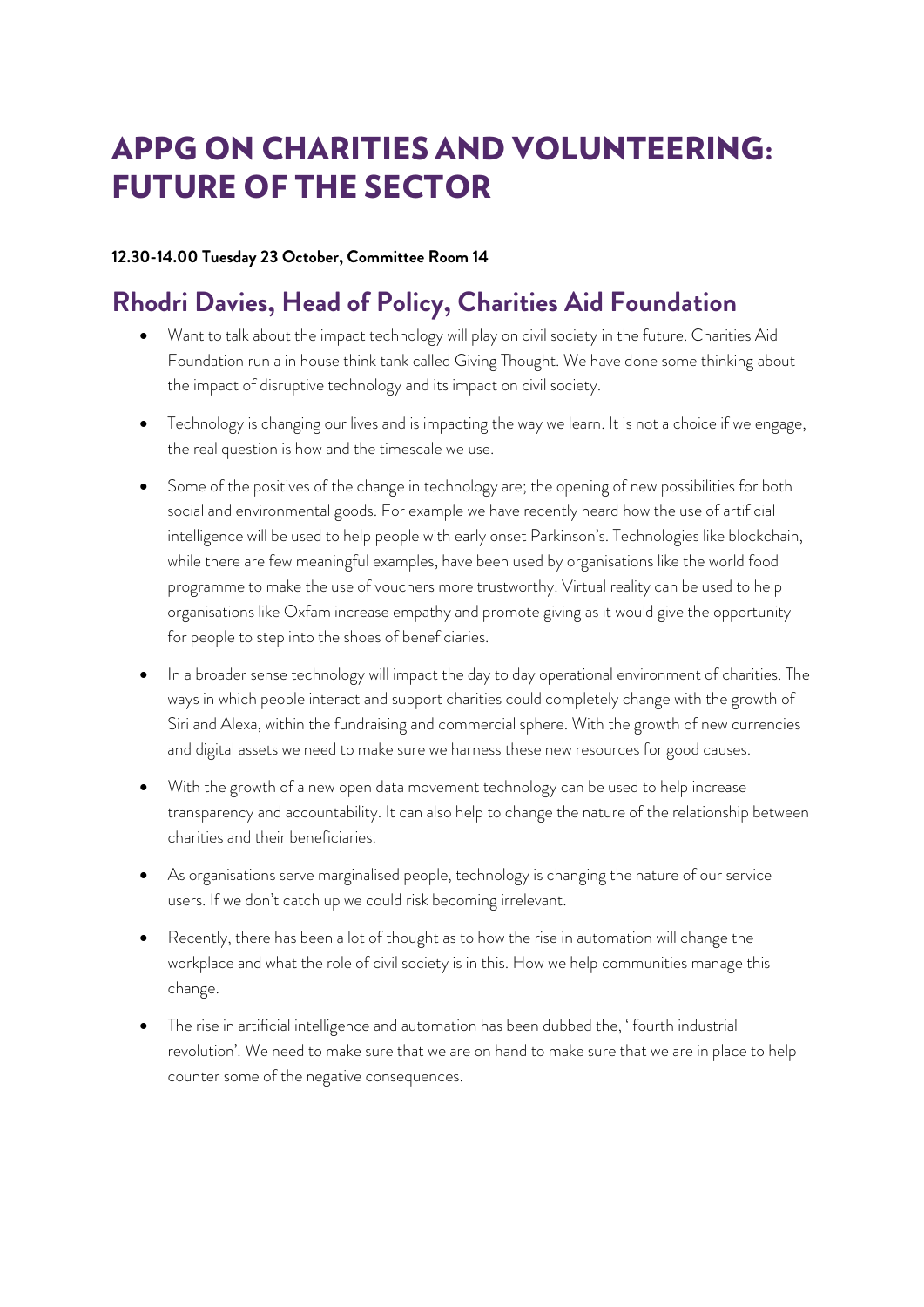# APPG ON CHARITIES AND VOLUNTEERING: FUTURE OF THE SECTOR

**12.30-14.00 Tuesday 23 October, Committee Room 14**

## Rhodri Davies, Head of Policy, Charities Aid Foundation

- Want to talk about the impact technology will play on civil society in the future. Charities Aid Foundation run a in house think tank called Giving Thought. We have done some thinking about the impact of disruptive technology and its impact on civil society.

- Technology is changing our lives and is impacting the way we learn. It is not a choice if we engage, the real question is how and the timescale we use.

- Some of the positives of the change in technology are; the opening of new possibilities for both social and environmental goods. For example we have recently heard how the use of artificial intelligence will be used to help people with early onset Parkinson's. Technologies like blockchain, while there are few meaningful examples, have been used by organisations like the world food programme to make the use of vouchers more trustworthy. Virtual reality can be used to help organisations like Oxfam increase empathy and promote giving as it would give the opportunity for people to step into the shoes of beneficiaries.

- In a broader sense technology will impact the day to day operational environment of charities. The ways in which people interact and support charities could completely change with the growth of Siri and Alexa, within the fundraising and commercial sphere. With the growth of new currencies and digital assets we need to make sure we harness these new resources for good causes.

- With the growth of a new open data movement technology can be used to help increase transparency and accountability. It can also help to change the nature of the relationship between charities and their beneficiaries.

- As organisations serve marginalised people, technology is changing the nature of our service users. If we don't catch up we could risk becoming irrelevant.

- Recently, there has been a lot of thought as to how the rise in automation will change the workplace and what the role of civil society is in this. How we help communities manage this change.

- The rise in artificial intelligence and automation has been dubbed the, ' fourth industrial revolution'. We need to make sure that we are on hand to make sure that we are in place to help counter some of the negative consequences.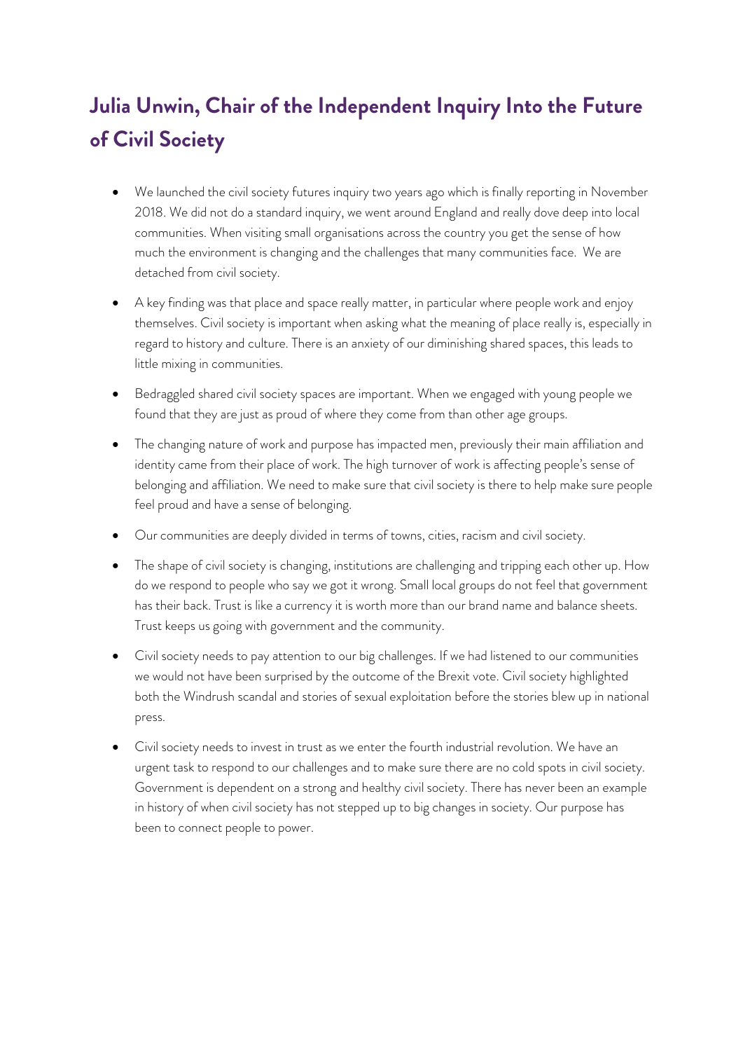## Julia Unwin, Chair of the Independent Inquiry Into the Future of Civil Society

- We launched the civil society futures inquiry two years ago which is finally reporting in November 2018. We did not do a standard inquiry, we went around England and really dove deep into local communities. When visiting small organisations across the country you get the sense of how much the environment is changing and the challenges that many communities face. We are detached from civil society.
- A key finding was that place and space really matter, in particular where people work and enjoy themselves. Civil society is important when asking what the meaning of place really is, especially in regard to history and culture. There is an anxiety of our diminishing shared spaces, this leads to little mixing in communities.
- Bedraggled shared civil society spaces are important. When we engaged with young people we found that they are just as proud of where they come from than other age groups.
- The changing nature of work and purpose has impacted men, previously their main affiliation and identity came from their place of work. The high turnover of work is affecting people's sense of belonging and affiliation. We need to make sure that civil society is there to help make sure people feel proud and have a sense of belonging.
- Our communities are deeply divided in terms of towns, cities, racism and civil society.
- The shape of civil society is changing, institutions are challenging and tripping each other up. How do we respond to people who say we got it wrong. Small local groups do not feel that government has their back. Trust is like a currency it is worth more than our brand name and balance sheets. Trust keeps us going with government and the community.
- Civil society needs to pay attention to our big challenges. If we had listened to our communities we would not have been surprised by the outcome of the Brexit vote. Civil society highlighted both the Windrush scandal and stories of sexual exploitation before the stories blew up in national press.
- Civil society needs to invest in trust as we enter the fourth industrial revolution. We have an urgent task to respond to our challenges and to make sure there are no cold spots in civil society. Government is dependent on a strong and healthy civil society. There has never been an example in history of when civil society has not stepped up to big changes in society. Our purpose has been to connect people to power.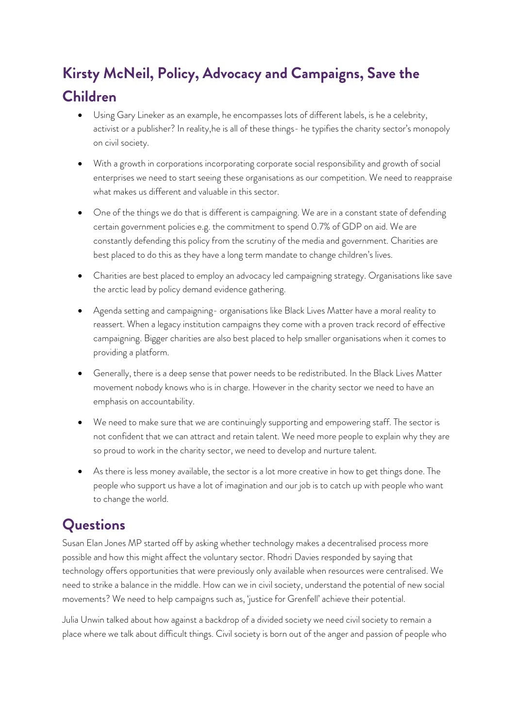## Kirsty McNeil, Policy, Advocacy and Campaigns, Save the Children

- Using Gary Lineker as an example, he encompasses lots of different labels, is he a celebrity, activist or a publisher? In reality,he is all of these things- he typifies the charity sector's monopoly on civil society.
- With a growth in corporations incorporating corporate social responsibility and growth of social enterprises we need to start seeing these organisations as our competition. We need to reappraise what makes us different and valuable in this sector.
- One of the things we do that is different is campaigning. We are in a constant state of defending certain government policies e.g. the commitment to spend 0.7% of GDP on aid. We are constantly defending this policy from the scrutiny of the media and government. Charities are best placed to do this as they have a long term mandate to change children's lives.
- Charities are best placed to employ an advocacy led campaigning strategy. Organisations like save the arctic lead by policy demand evidence gathering.
- Agenda setting and campaigning- organisations like Black Lives Matter have a moral reality to reassert. When a legacy institution campaigns they come with a proven track record of effective campaigning. Bigger charities are also best placed to help smaller organisations when it comes to providing a platform.
- Generally, there is a deep sense that power needs to be redistributed. In the Black Lives Matter movement nobody knows who is in charge. However in the charity sector we need to have an emphasis on accountability.
- We need to make sure that we are continuingly supporting and empowering staff. The sector is not confident that we can attract and retain talent. We need more people to explain why they are so proud to work in the charity sector, we need to develop and nurture talent.
- As there is less money available, the sector is a lot more creative in how to get things done. The people who support us have a lot of imagination and our job is to catch up with people who want to change the world.

## Questions

Susan Elan Jones MP started off by asking whether technology makes a decentralised process more possible and how this might affect the voluntary sector. Rhodri Davies responded by saying that technology offers opportunities that were previously only available when resources were centralised. We need to strike a balance in the middle. How can we in civil society, understand the potential of new social movements? We need to help campaigns such as, 'justice for Grenfell' achieve their potential.

Julia Unwin talked about how against a backdrop of a divided society we need civil society to remain a place where we talk about difficult things. Civil society is born out of the anger and passion of people who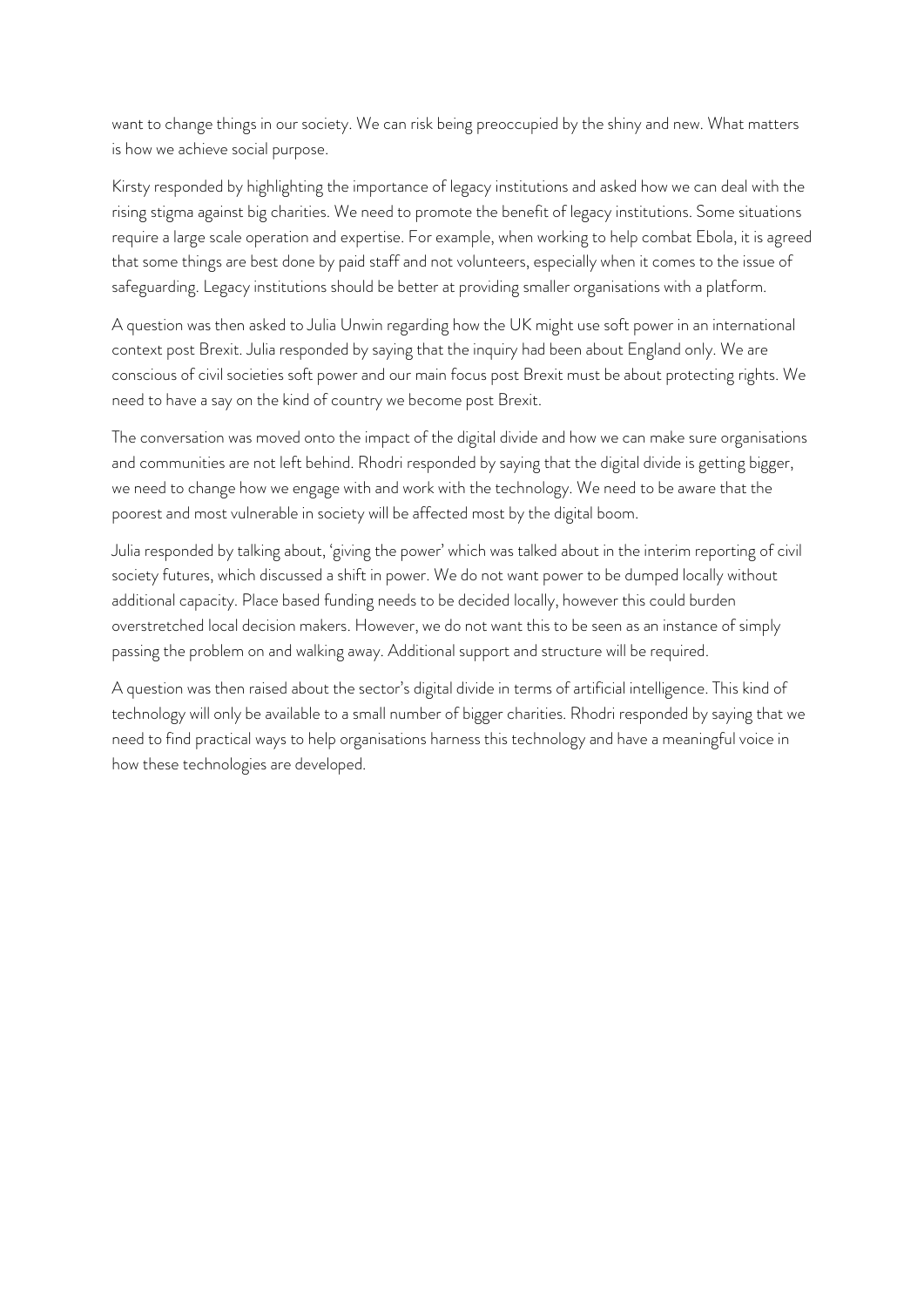want to change things in our society. We can risk being preoccupied by the shiny and new. What matters is how we achieve social purpose.

Kirsty responded by highlighting the importance of legacy institutions and asked how we can deal with the rising stigma against big charities. We need to promote the benefit of legacy institutions. Some situations require a large scale operation and expertise. For example, when working to help combat Ebola, it is agreed that some things are best done by paid staff and not volunteers, especially when it comes to the issue of safeguarding. Legacy institutions should be better at providing smaller organisations with a platform.

A question was then asked to Julia Unwin regarding how the UK might use soft power in an international context post Brexit. Julia responded by saying that the inquiry had been about England only. We are conscious of civil societies soft power and our main focus post Brexit must be about protecting rights. We need to have a say on the kind of country we become post Brexit.

The conversation was moved onto the impact of the digital divide and how we can make sure organisations and communities are not left behind. Rhodri responded by saying that the digital divide is getting bigger, we need to change how we engage with and work with the technology. We need to be aware that the poorest and most vulnerable in society will be affected most by the digital boom.

Julia responded by talking about, 'giving the power' which was talked about in the interim reporting of civil society futures, which discussed a shift in power. We do not want power to be dumped locally without additional capacity. Place based funding needs to be decided locally, however this could burden overstretched local decision makers. However, we do not want this to be seen as an instance of simply passing the problem on and walking away. Additional support and structure will be required.

A question was then raised about the sector's digital divide in terms of artificial intelligence. This kind of technology will only be available to a small number of bigger charities. Rhodri responded by saying that we need to find practical ways to help organisations harness this technology and have a meaningful voice in how these technologies are developed.